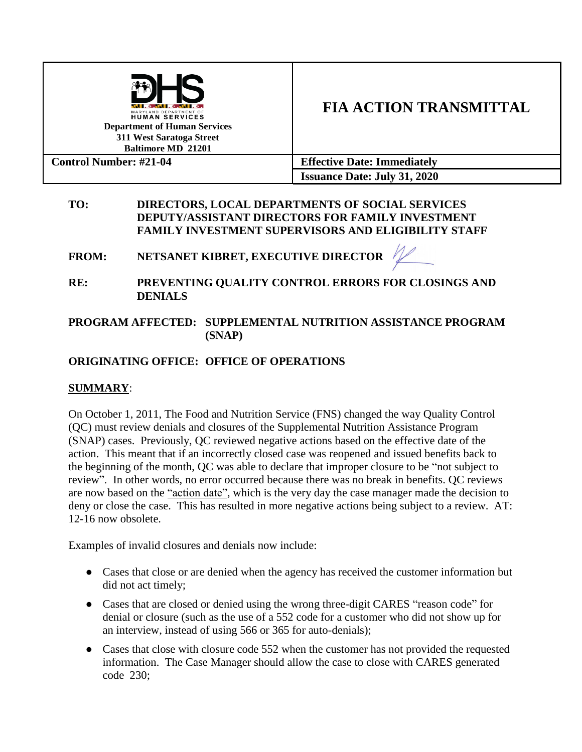| Department of Human Services<br>311 West Saratoga Street<br>Baltimore MD 21201 | **FIA ACTION TRANSMITTAL** |
|---|---|
| **Control Number: #21-04** | **Effective Date: Immediately** |
| | **Issuance Date: July 31, 2020** |

**TO:** DIRECTORS, LOCAL DEPARTMENTS OF SOCIAL SERVICES
DEPUTY/ASSISTANT DIRECTORS FOR FAMILY INVESTMENT
FAMILY INVESTMENT SUPERVISORS AND ELIGIBILITY STAFF

**FROM:** NETSANET KIBRET, EXECUTIVE DIRECTOR

**RE:** PREVENTING QUALITY CONTROL ERRORS FOR CLOSINGS AND DENIALS

**PROGRAM AFFECTED:** SUPPLEMENTAL NUTRITION ASSISTANCE PROGRAM (SNAP)

**ORIGINATING OFFICE:** OFFICE OF OPERATIONS

**SUMMARY**:

On October 1, 2011, The Food and Nutrition Service (FNS) changed the way Quality Control (QC) must review denials and closures of the Supplemental Nutrition Assistance Program (SNAP) cases. Previously, QC reviewed negative actions based on the effective date of the action. This meant that if an incorrectly closed case was reopened and issued benefits back to the beginning of the month, QC was able to declare that improper closure to be "not subject to review". In other words, no error occurred because there was no break in benefits. QC reviews are now based on the "action date", which is the very day the case manager made the decision to deny or close the case. This has resulted in more negative actions being subject to a review. AT: 12-16 now obsolete.

Examples of invalid closures and denials now include:

- Cases that close or are denied when the agency has received the customer information but did not act timely;
- Cases that are closed or denied using the wrong three-digit CARES "reason code" for denial or closure (such as the use of a 552 code for a customer who did not show up for an interview, instead of using 566 or 365 for auto-denials);
- Cases that close with closure code 552 when the customer has not provided the requested information. The Case Manager should allow the case to close with CARES generated code 230;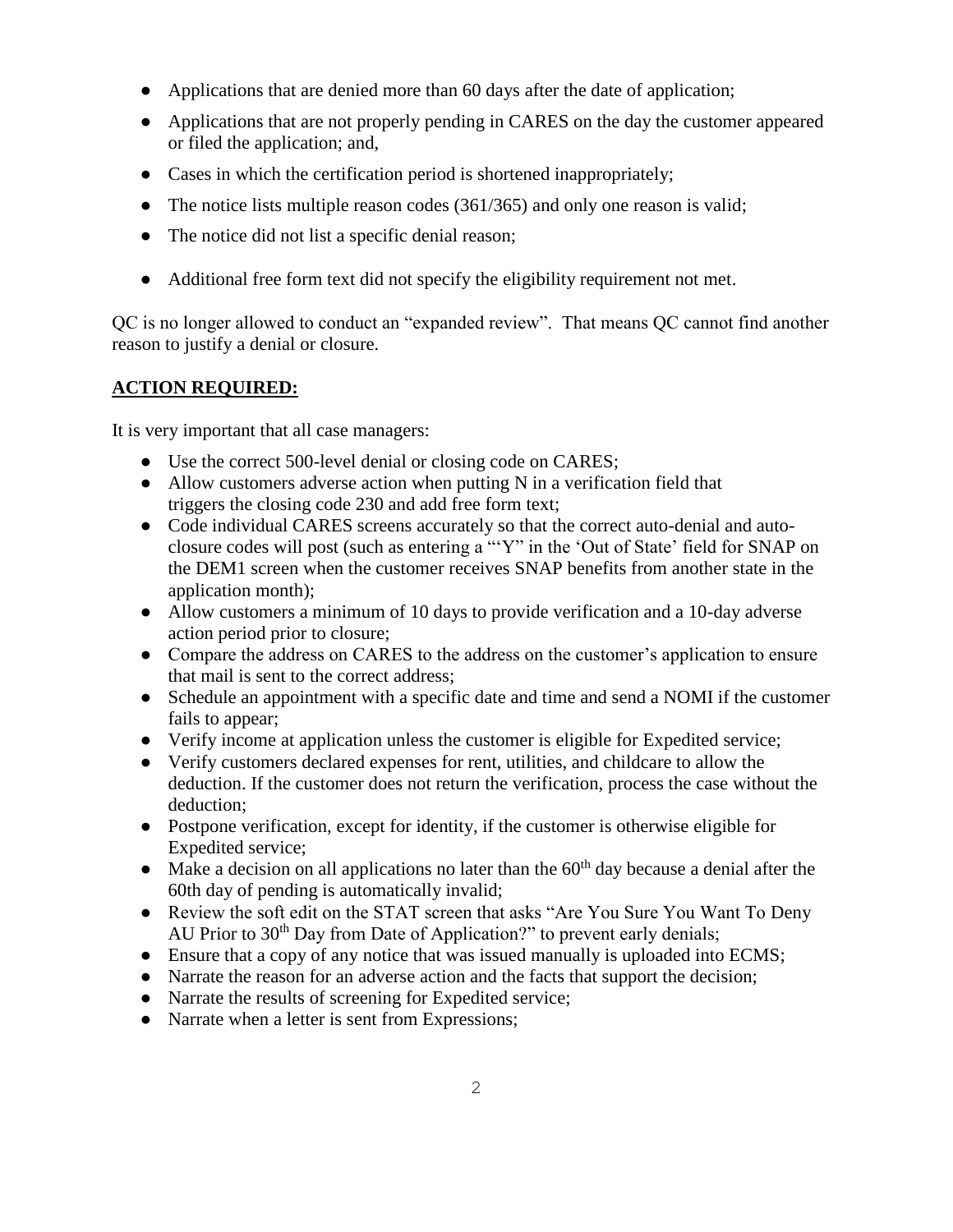- Applications that are denied more than 60 days after the date of application;
- Applications that are not properly pending in CARES on the day the customer appeared or filed the application; and,
- Cases in which the certification period is shortened inappropriately;
- The notice lists multiple reason codes (361/365) and only one reason is valid;
- The notice did not list a specific denial reason;
- Additional free form text did not specify the eligibility requirement not met.

QC is no longer allowed to conduct an "expanded review". That means QC cannot find another reason to justify a denial or closure.

**ACTION REQUIRED:**

It is very important that all case managers:

- Use the correct 500-level denial or closing code on CARES;
- Allow customers adverse action when putting N in a verification field that triggers the closing code 230 and add free form text;
- Code individual CARES screens accurately so that the correct auto-denial and auto-closure codes will post (such as entering a "'Y" in the 'Out of State' field for SNAP on the DEM1 screen when the customer receives SNAP benefits from another state in the application month);
- Allow customers a minimum of 10 days to provide verification and a 10-day adverse action period prior to closure;
- Compare the address on CARES to the address on the customer's application to ensure that mail is sent to the correct address;
- Schedule an appointment with a specific date and time and send a NOMI if the customer fails to appear;
- Verify income at application unless the customer is eligible for Expedited service;
- Verify customers declared expenses for rent, utilities, and childcare to allow the deduction. If the customer does not return the verification, process the case without the deduction;
- Postpone verification, except for identity, if the customer is otherwise eligible for Expedited service;
- Make a decision on all applications no later than the 60th day because a denial after the 60th day of pending is automatically invalid;
- Review the soft edit on the STAT screen that asks "Are You Sure You Want To Deny AU Prior to 30th Day from Date of Application?" to prevent early denials;
- Ensure that a copy of any notice that was issued manually is uploaded into ECMS;
- Narrate the reason for an adverse action and the facts that support the decision;
- Narrate the results of screening for Expedited service;
- Narrate when a letter is sent from Expressions;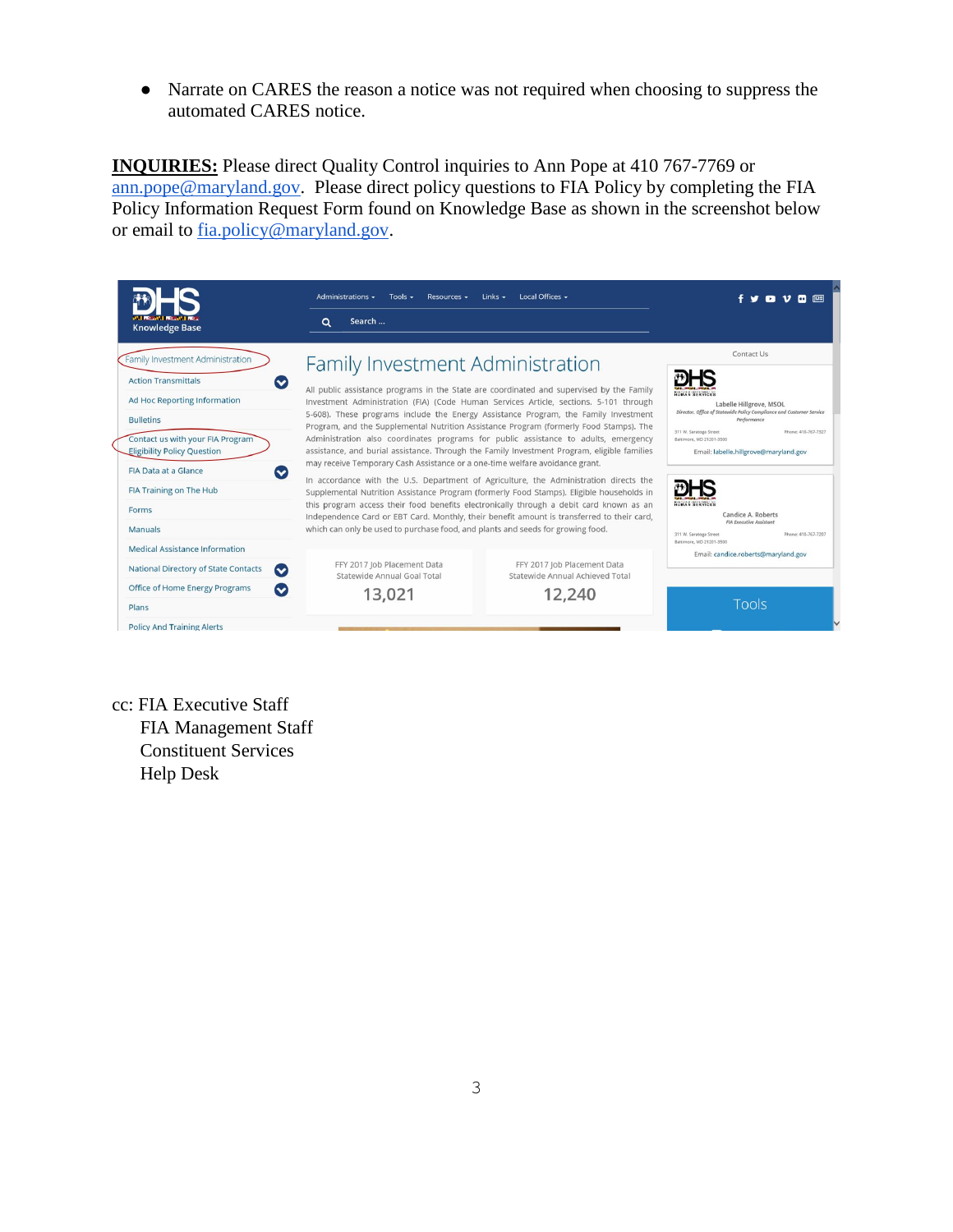- Narrate on CARES the reason a notice was not required when choosing to suppress the automated CARES notice.

**INQUIRIES:** Please direct Quality Control inquiries to Ann Pope at 410 767-7769 or ann.pope@maryland.gov. Please direct policy questions to FIA Policy by completing the FIA Policy Information Request Form found on Knowledge Base as shown in the screenshot below or email to fia.policy@maryland.gov.

cc: FIA Executive Staff
FIA Management Staff
Constituent Services
Help Desk